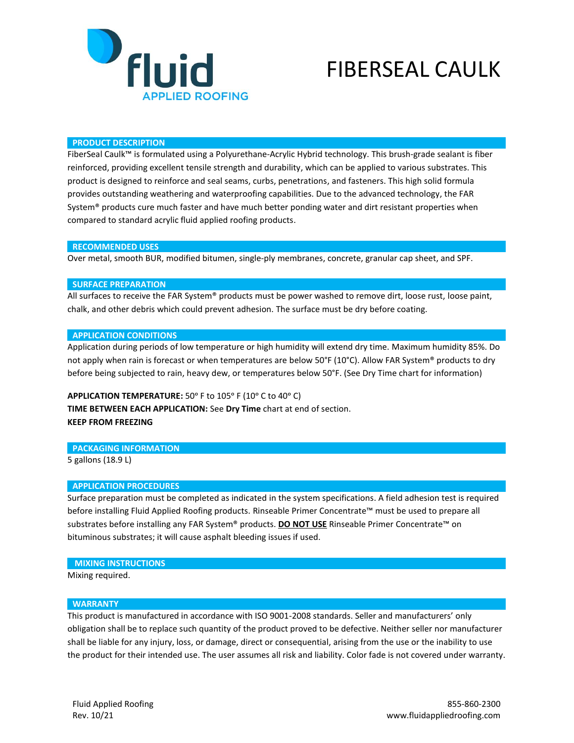# FIBERSEAL CAULK

## PRODUCT DESCRIPTION

FiberSeal Caulk™ is formulated using a Polyurethane-Acrylic Hybrid technology. This brush-grade sealant is fiber reinforced, providing excellent tensile strength and durability, which can be applied to various substrates. This product is designed to reinforce and seal seams, curbs, penetrations, and fasteners. This high solid formula provides outstanding weathering and waterproofing capabilities. Due to the advanced technology, the FAR System® products cure much faster and have much better ponding water and dirt resistant properties when compared to standard acrylic fluid applied roofing products.

## RECOMMENDED USES

Over metal, smooth BUR, modified bitumen, single-ply membranes, concrete, granular cap sheet, and SPF.

## SURFACE PREPARATION

All surfaces to receive the FAR System® products must be power washed to remove dirt, loose rust, loose paint, chalk, and other debris which could prevent adhesion. The surface must be dry before coating.

## APPLICATION CONDITIONS

Application during periods of low temperature or high humidity will extend dry time. Maximum humidity 85%. Do not apply when rain is forecast or when temperatures are below 50°F (10°C). Allow FAR System® products to dry before being subjected to rain, heavy dew, or temperatures below 50°F. (See Dry Time chart for information)

**APPLICATION TEMPERATURE:** 50° F to 105° F (10° C to 40° C)
**TIME BETWEEN EACH APPLICATION:** See **Dry Time** chart at end of section.
**KEEP FROM FREEZING**

## PACKAGING INFORMATION

5 gallons (18.9 L)

## APPLICATION PROCEDURES

Surface preparation must be completed as indicated in the system specifications. A field adhesion test is required before installing Fluid Applied Roofing products. Rinseable Primer Concentrate™ must be used to prepare all substrates before installing any FAR System® products. **DO NOT USE** Rinseable Primer Concentrate™ on bituminous substrates; it will cause asphalt bleeding issues if used.

## MIXING INSTRUCTIONS

Mixing required.

## WARRANTY

This product is manufactured in accordance with ISO 9001-2008 standards. Seller and manufacturers' only obligation shall be to replace such quantity of the product proved to be defective. Neither seller nor manufacturer shall be liable for any injury, loss, or damage, direct or consequential, arising from the use or the inability to use the product for their intended use. The user assumes all risk and liability. Color fade is not covered under warranty.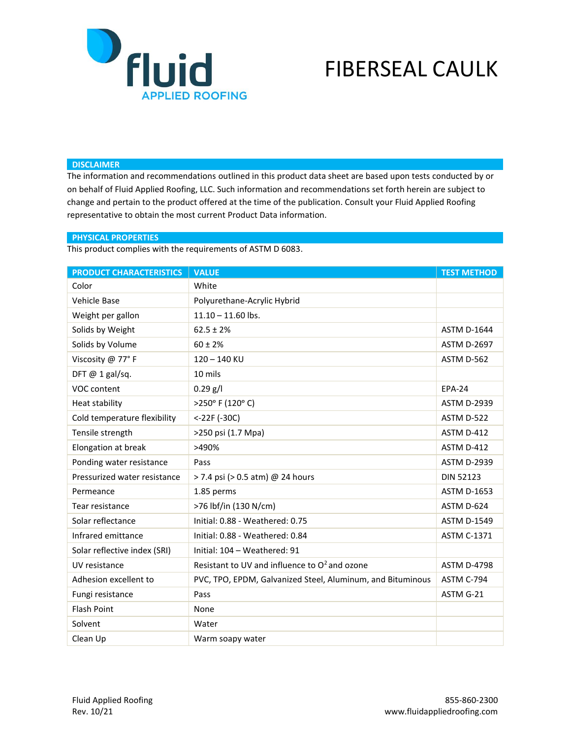# FIBERSEAL CAULK

## DISCLAIMER

The information and recommendations outlined in this product data sheet are based upon tests conducted by or on behalf of Fluid Applied Roofing, LLC. Such information and recommendations set forth herein are subject to change and pertain to the product offered at the time of the publication. Consult your Fluid Applied Roofing representative to obtain the most current Product Data information.

## PHYSICAL PROPERTIES

This product complies with the requirements of ASTM D 6083.

| PRODUCT CHARACTERISTICS | VALUE | TEST METHOD |
|---|---|---|
| Color | White | |
| Vehicle Base | Polyurethane-Acrylic Hybrid | |
| Weight per gallon | 11.10 – 11.60 lbs. | |
| Solids by Weight | 62.5 ± 2% | ASTM D-1644 |
| Solids by Volume | 60 ± 2% | ASTM D-2697 |
| Viscosity @ 77° F | 120 – 140 KU | ASTM D-562 |
| DFT @ 1 gal/sq. | 10 mils | |
| VOC content | 0.29 g/l | EPA-24 |
| Heat stability | >250° F (120° C) | ASTM D-2939 |
| Cold temperature flexibility | <-22F (-30C) | ASTM D-522 |
| Tensile strength | >250 psi (1.7 Mpa) | ASTM D-412 |
| Elongation at break | >490% | ASTM D-412 |
| Ponding water resistance | Pass | ASTM D-2939 |
| Pressurized water resistance | > 7.4 psi (> 0.5 atm) @ 24 hours | DIN 52123 |
| Permeance | 1.85 perms | ASTM D-1653 |
| Tear resistance | >76 lbf/in (130 N/cm) | ASTM D-624 |
| Solar reflectance | Initial: 0.88 - Weathered: 0.75 | ASTM D-1549 |
| Infrared emittance | Initial: 0.88 - Weathered: 0.84 | ASTM C-1371 |
| Solar reflective index (SRI) | Initial: 104 – Weathered: 91 | |
| UV resistance | Resistant to UV and influence to $O^2$ and ozone | ASTM D-4798 |
| Adhesion excellent to | PVC, TPO, EPDM, Galvanized Steel, Aluminum, and Bituminous | ASTM C-794 |
| Fungi resistance | Pass | ASTM G-21 |
| Flash Point | None | |
| Solvent | Water | |
| Clean Up | Warm soapy water | |

Fluid Applied Roofing
Rev. 10/21

855-860-2300
www.fluidappliedroofing.com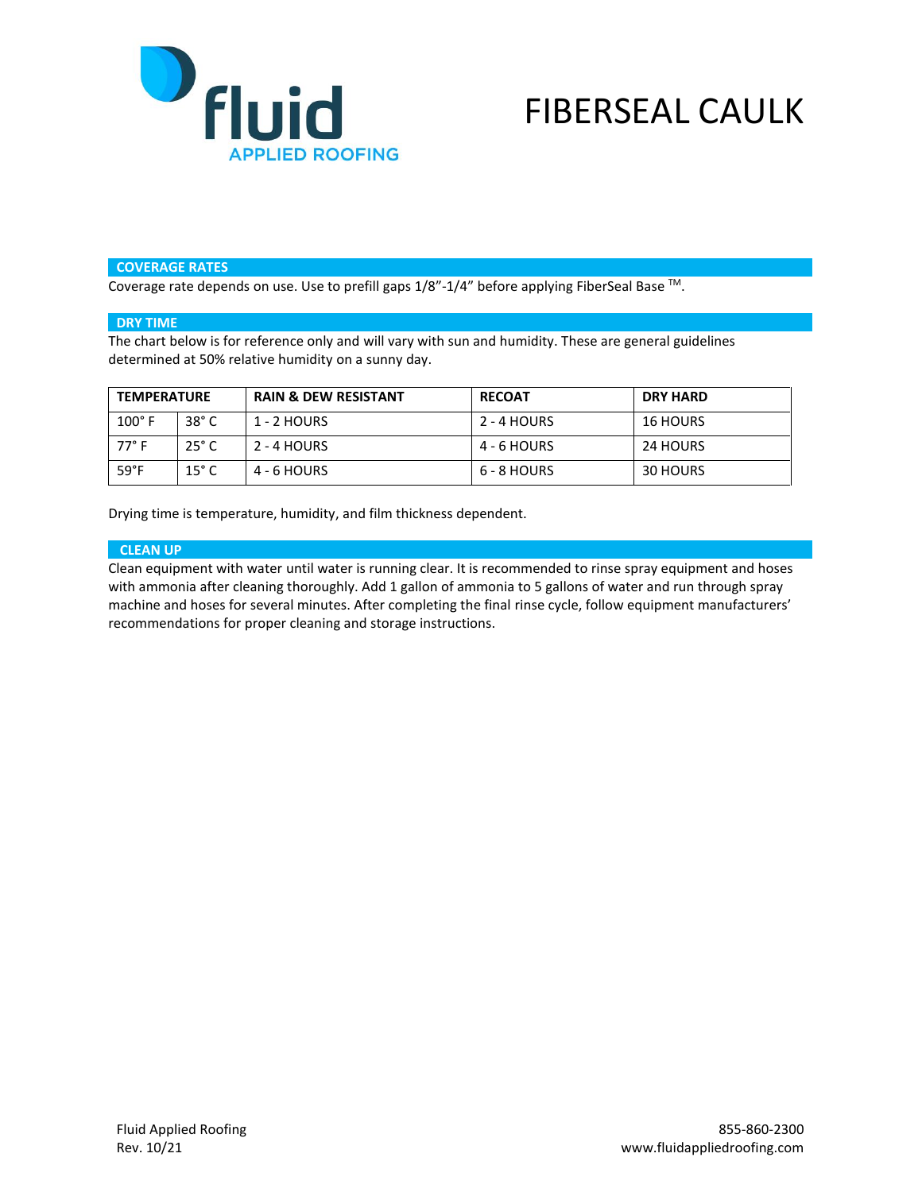# FIBERSEAL CAULK

## COVERAGE RATES

Coverage rate depends on use. Use to prefill gaps 1/8"-1/4" before applying FiberSeal Base ™.

## DRY TIME

The chart below is for reference only and will vary with sun and humidity. These are general guidelines determined at 50% relative humidity on a sunny day.

| TEMPERATURE | | RAIN & DEW RESISTANT | RECOAT | DRY HARD |
|---|---|---|---|---|
| 100° F | 38° C | 1 - 2 HOURS | 2 - 4 HOURS | 16 HOURS |
| 77° F | 25° C | 2 - 4 HOURS | 4 - 6 HOURS | 24 HOURS |
| 59°F | 15° C | 4 - 6 HOURS | 6 - 8 HOURS | 30 HOURS |

Drying time is temperature, humidity, and film thickness dependent.

## CLEAN UP

Clean equipment with water until water is running clear. It is recommended to rinse spray equipment and hoses with ammonia after cleaning thoroughly. Add 1 gallon of ammonia to 5 gallons of water and run through spray machine and hoses for several minutes. After completing the final rinse cycle, follow equipment manufacturers' recommendations for proper cleaning and storage instructions.